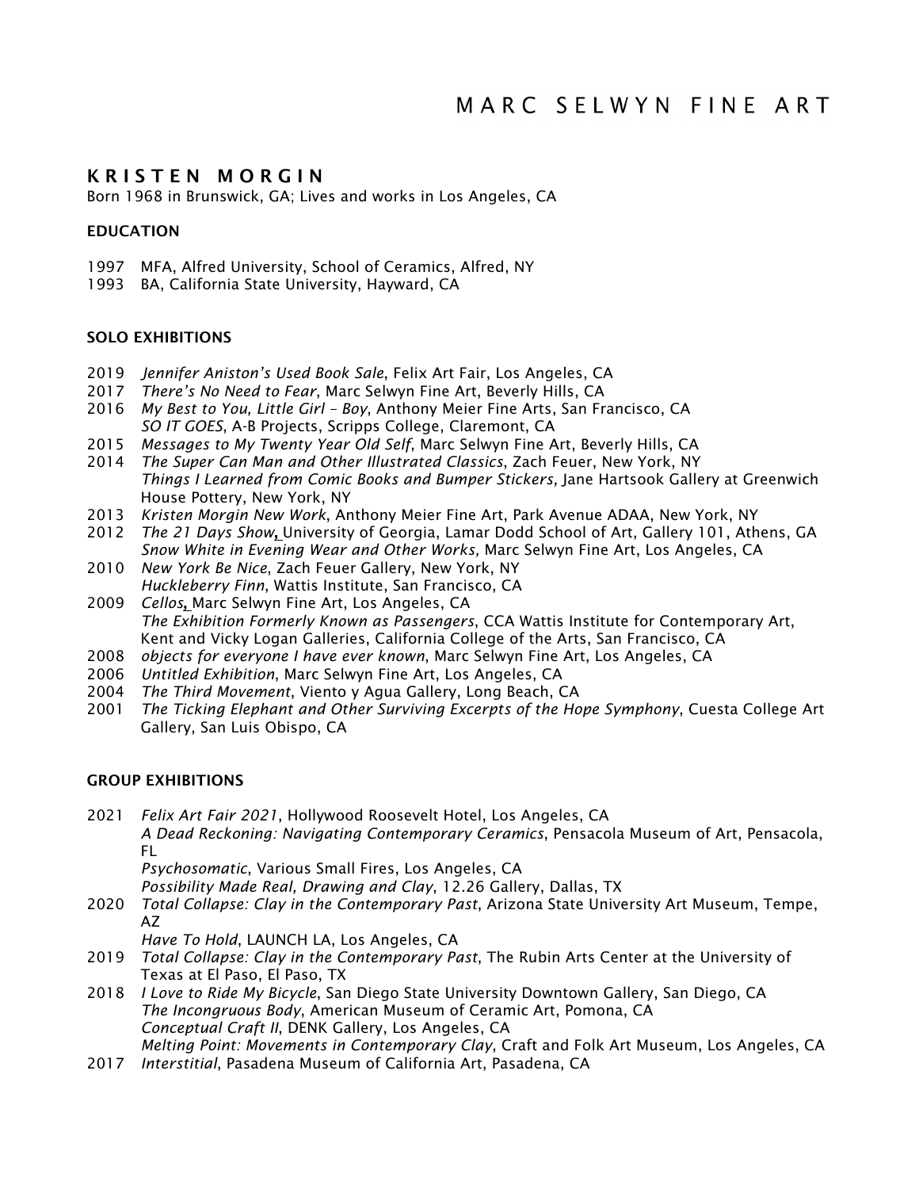# MARC SELWYN FINE ART

## KRISTEN MORGIN

Born 1968 in Brunswick, GA; Lives and works in Los Angeles, CA

### EDUCATION

1997 MFA, Alfred University, School of Ceramics, Alfred, NY
1993 BA, California State University, Hayward, CA

### SOLO EXHIBITIONS

2019 *Jennifer Aniston's Used Book Sale*, Felix Art Fair, Los Angeles, CA
2017 *There's No Need to Fear*, Marc Selwyn Fine Art, Beverly Hills, CA
2016 *My Best to You, Little Girl - Boy*, Anthony Meier Fine Arts, San Francisco, CA
*SO IT GOES*, A-B Projects, Scripps College, Claremont, CA
2015 *Messages to My Twenty Year Old Self*, Marc Selwyn Fine Art, Beverly Hills, CA
2014 *The Super Can Man and Other Illustrated Classics*, Zach Feuer, New York, NY
*Things I Learned from Comic Books and Bumper Stickers,* Jane Hartsook Gallery at Greenwich House Pottery, New York, NY
2013 *Kristen Morgin New Work*, Anthony Meier Fine Art, Park Avenue ADAA, New York, NY
2012 *The 21 Days Show*, University of Georgia, Lamar Dodd School of Art, Gallery 101, Athens, GA
*Snow White in Evening Wear and Other Works,* Marc Selwyn Fine Art, Los Angeles, CA
2010 *New York Be Nice*, Zach Feuer Gallery, New York, NY
*Huckleberry Finn*, Wattis Institute, San Francisco, CA
2009 *Cellos*, Marc Selwyn Fine Art, Los Angeles, CA
*The Exhibition Formerly Known as Passengers*, CCA Wattis Institute for Contemporary Art, Kent and Vicky Logan Galleries, California College of the Arts, San Francisco, CA
2008 *objects for everyone I have ever known*, Marc Selwyn Fine Art, Los Angeles, CA
2006 *Untitled Exhibition*, Marc Selwyn Fine Art, Los Angeles, CA
2004 *The Third Movement*, Viento y Agua Gallery, Long Beach, CA
2001 *The Ticking Elephant and Other Surviving Excerpts of the Hope Symphony*, Cuesta College Art Gallery, San Luis Obispo, CA

### GROUP EXHIBITIONS

2021 *Felix Art Fair 2021*, Hollywood Roosevelt Hotel, Los Angeles, CA
*A Dead Reckoning: Navigating Contemporary Ceramics*, Pensacola Museum of Art, Pensacola, FL
*Psychosomatic*, Various Small Fires, Los Angeles, CA
*Possibility Made Real, Drawing and Clay*, 12.26 Gallery, Dallas, TX
2020 *Total Collapse: Clay in the Contemporary Past*, Arizona State University Art Museum, Tempe, AZ
*Have To Hold*, LAUNCH LA, Los Angeles, CA
2019 *Total Collapse: Clay in the Contemporary Past*, The Rubin Arts Center at the University of Texas at El Paso, El Paso, TX
2018 *I Love to Ride My Bicycle*, San Diego State University Downtown Gallery, San Diego, CA
*The Incongruous Body*, American Museum of Ceramic Art, Pomona, CA
*Conceptual Craft II*, DENK Gallery, Los Angeles, CA
*Melting Point: Movements in Contemporary Clay*, Craft and Folk Art Museum, Los Angeles, CA
2017 *Interstitial*, Pasadena Museum of California Art, Pasadena, CA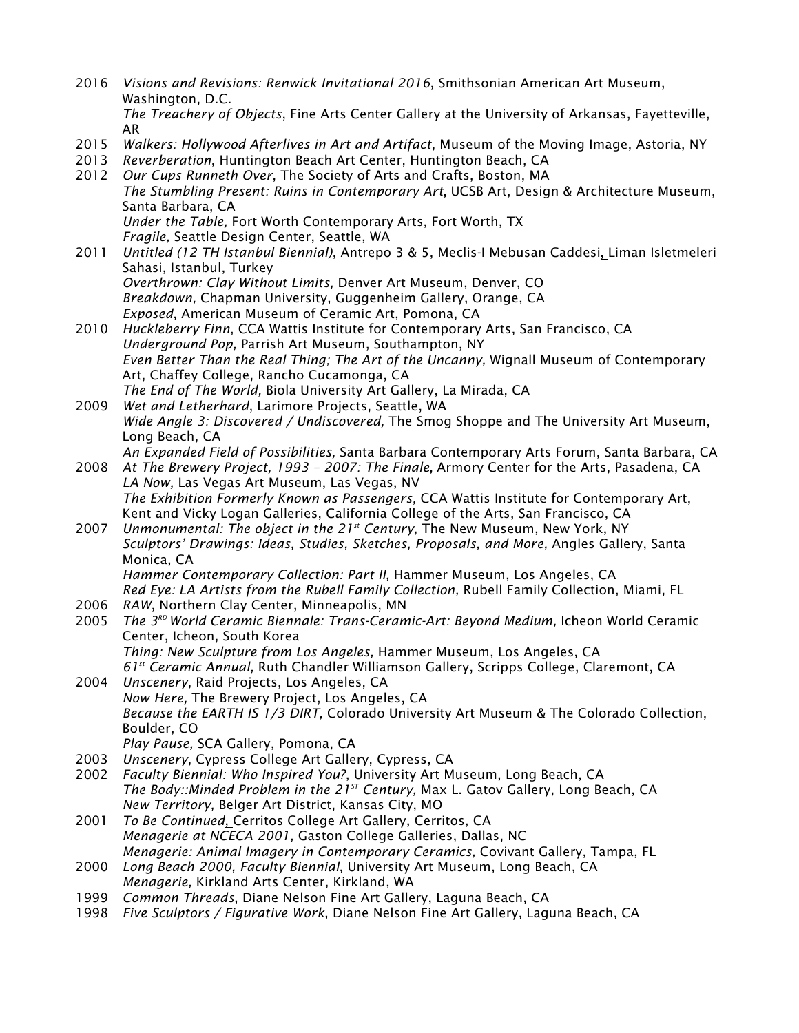2016 *Visions and Revisions: Renwick Invitational 2016*, Smithsonian American Art Museum, Washington, D.C.
*The Treachery of Objects*, Fine Arts Center Gallery at the University of Arkansas, Fayetteville, AR

2015 *Walkers: Hollywood Afterlives in Art and Artifact*, Museum of the Moving Image, Astoria, NY

2013 *Reverberation*, Huntington Beach Art Center, Huntington Beach, CA

2012 *Our Cups Runneth Over*, The Society of Arts and Crafts, Boston, MA
*The Stumbling Present: Ruins in Contemporary Art*, UCSB Art, Design & Architecture Museum, Santa Barbara, CA
*Under the Table,* Fort Worth Contemporary Arts, Fort Worth, TX
*Fragile,* Seattle Design Center, Seattle, WA

2011 *Untitled (12 TH Istanbul Biennial)*, Antrepo 3 & 5, Meclis-I Mebusan Caddesi, Liman Isletmeleri Sahasi, Istanbul, Turkey
*Overthrown: Clay Without Limits,* Denver Art Museum, Denver, CO
*Breakdown,* Chapman University, Guggenheim Gallery, Orange, CA
*Exposed*, American Museum of Ceramic Art, Pomona, CA

2010 *Huckleberry Finn*, CCA Wattis Institute for Contemporary Arts, San Francisco, CA
*Underground Pop,* Parrish Art Museum, Southampton, NY
*Even Better Than the Real Thing; The Art of the Uncanny,* Wignall Museum of Contemporary Art, Chaffey College, Rancho Cucamonga, CA
*The End of The World,* Biola University Art Gallery, La Mirada, CA

2009 *Wet and Letherhard*, Larimore Projects, Seattle, WA
*Wide Angle 3: Discovered / Undiscovered,* The Smog Shoppe and The University Art Museum, Long Beach, CA
*An Expanded Field of Possibilities,* Santa Barbara Contemporary Arts Forum, Santa Barbara, CA

2008 *At The Brewery Project, 1993 – 2007: The Finale*, Armory Center for the Arts, Pasadena, CA
*LA Now,* Las Vegas Art Museum, Las Vegas, NV
*The Exhibition Formerly Known as Passengers,* CCA Wattis Institute for Contemporary Art, Kent and Vicky Logan Galleries, California College of the Arts, San Francisco, CA

2007 *Unmonumental: The object in the 21st Century*, The New Museum, New York, NY
*Sculptors' Drawings: Ideas, Studies, Sketches, Proposals, and More,* Angles Gallery, Santa Monica, CA
*Hammer Contemporary Collection: Part II,* Hammer Museum, Los Angeles, CA
*Red Eye: LA Artists from the Rubell Family Collection,* Rubell Family Collection, Miami, FL

2006 *RAW*, Northern Clay Center, Minneapolis, MN

2005 *The 3RD World Ceramic Biennale: Trans-Ceramic-Art: Beyond Medium,* Icheon World Ceramic Center, Icheon, South Korea
*Thing: New Sculpture from Los Angeles,* Hammer Museum, Los Angeles, CA
*61st Ceramic Annual,* Ruth Chandler Williamson Gallery, Scripps College, Claremont, CA

2004 *Unscenery*, Raid Projects, Los Angeles, CA
*Now Here,* The Brewery Project, Los Angeles, CA
*Because the EARTH IS 1/3 DIRT,* Colorado University Art Museum & The Colorado Collection, Boulder, CO
*Play Pause,* SCA Gallery, Pomona, CA

2003 *Unscenery*, Cypress College Art Gallery, Cypress, CA

2002 *Faculty Biennial: Who Inspired You?*, University Art Museum, Long Beach, CA
*The Body::Minded Problem in the 21ST Century,* Max L. Gatov Gallery, Long Beach, CA
*New Territory,* Belger Art District, Kansas City, MO

2001 *To Be Continued,* Cerritos College Art Gallery, Cerritos, CA
*Menagerie at NCECA 2001,* Gaston College Galleries, Dallas, NC
*Menagerie: Animal Imagery in Contemporary Ceramics,* Covivant Gallery, Tampa, FL

2000 *Long Beach 2000, Faculty Biennial*, University Art Museum, Long Beach, CA
*Menagerie,* Kirkland Arts Center, Kirkland, WA

1999 *Common Threads*, Diane Nelson Fine Art Gallery, Laguna Beach, CA

1998 *Five Sculptors / Figurative Work*, Diane Nelson Fine Art Gallery, Laguna Beach, CA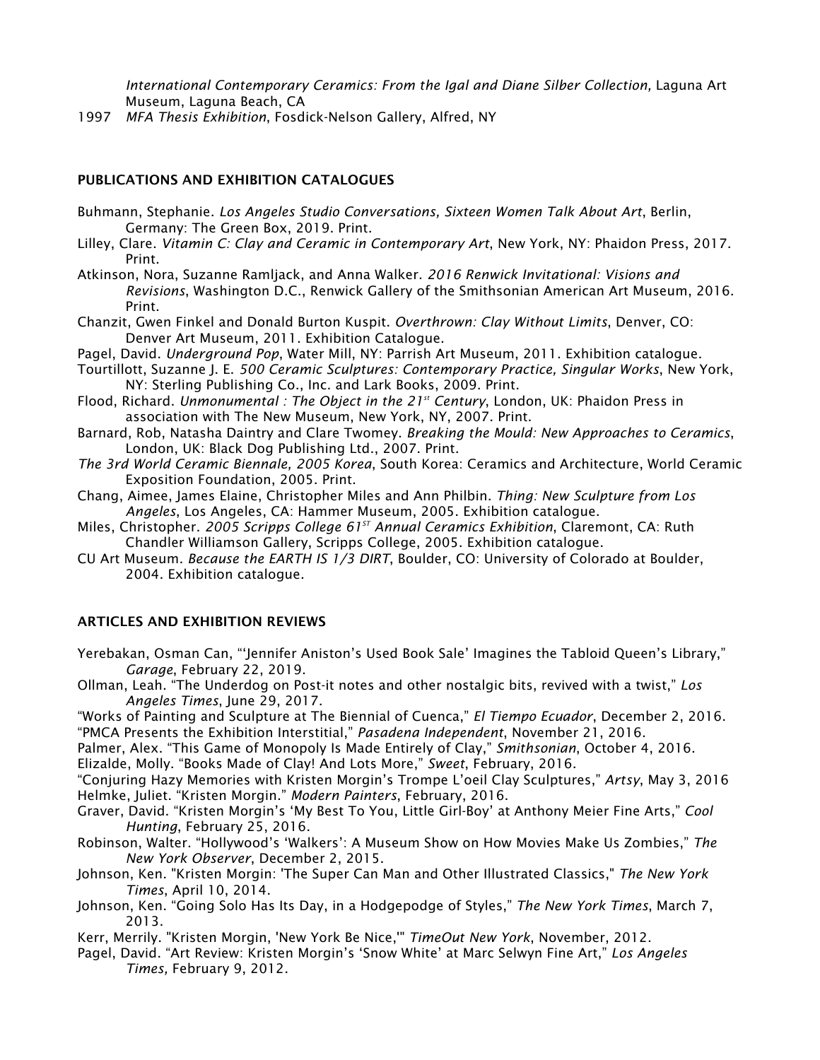*International Contemporary Ceramics: From the Igal and Diane Silber Collection,* Laguna Art Museum, Laguna Beach, CA

1997 *MFA Thesis Exhibition*, Fosdick-Nelson Gallery, Alfred, NY

## PUBLICATIONS AND EXHIBITION CATALOGUES

Buhmann, Stephanie. *Los Angeles Studio Conversations, Sixteen Women Talk About Art*, Berlin, Germany: The Green Box, 2019. Print.

Lilley, Clare. *Vitamin C: Clay and Ceramic in Contemporary Art*, New York, NY: Phaidon Press, 2017. Print.

Atkinson, Nora, Suzanne Ramljack, and Anna Walker. *2016 Renwick Invitational: Visions and Revisions*, Washington D.C., Renwick Gallery of the Smithsonian American Art Museum, 2016. Print.

Chanzit, Gwen Finkel and Donald Burton Kuspit. *Overthrown: Clay Without Limits*, Denver, CO: Denver Art Museum, 2011. Exhibition Catalogue.

Pagel, David. *Underground Pop*, Water Mill, NY: Parrish Art Museum, 2011. Exhibition catalogue.

Tourtillott, Suzanne J. E. *500 Ceramic Sculptures: Contemporary Practice, Singular Works*, New York, NY: Sterling Publishing Co., Inc. and Lark Books, 2009. Print.

Flood, Richard. *Unmonumental : The Object in the 21st Century*, London, UK: Phaidon Press in association with The New Museum, New York, NY, 2007. Print.

Barnard, Rob, Natasha Daintry and Clare Twomey. *Breaking the Mould: New Approaches to Ceramics*, London, UK: Black Dog Publishing Ltd., 2007. Print.

*The 3rd World Ceramic Biennale, 2005 Korea*, South Korea: Ceramics and Architecture, World Ceramic Exposition Foundation, 2005. Print.

Chang, Aimee, James Elaine, Christopher Miles and Ann Philbin. *Thing: New Sculpture from Los Angeles*, Los Angeles, CA: Hammer Museum, 2005. Exhibition catalogue.

Miles, Christopher. *2005 Scripps College 61ST Annual Ceramics Exhibition*, Claremont, CA: Ruth Chandler Williamson Gallery, Scripps College, 2005. Exhibition catalogue.

CU Art Museum. *Because the EARTH IS 1/3 DIRT*, Boulder, CO: University of Colorado at Boulder, 2004. Exhibition catalogue.

## ARTICLES AND EXHIBITION REVIEWS

Yerebakan, Osman Can, "'Jennifer Aniston's Used Book Sale' Imagines the Tabloid Queen's Library," *Garage*, February 22, 2019.

Ollman, Leah. "The Underdog on Post-it notes and other nostalgic bits, revived with a twist," *Los Angeles Times*, June 29, 2017.

"Works of Painting and Sculpture at The Biennial of Cuenca," *El Tiempo Ecuador*, December 2, 2016.

"PMCA Presents the Exhibition Interstitial," *Pasadena Independent*, November 21, 2016.

Palmer, Alex. "This Game of Monopoly Is Made Entirely of Clay," *Smithsonian*, October 4, 2016.

Elizalde, Molly. "Books Made of Clay! And Lots More," *Sweet*, February, 2016.

"Conjuring Hazy Memories with Kristen Morgin's Trompe L'oeil Clay Sculptures," *Artsy*, May 3, 2016

Helmke, Juliet. "Kristen Morgin." *Modern Painters*, February, 2016.

Graver, David. "Kristen Morgin's 'My Best To You, Little Girl-Boy' at Anthony Meier Fine Arts," *Cool Hunting*, February 25, 2016.

Robinson, Walter. "Hollywood's 'Walkers': A Museum Show on How Movies Make Us Zombies," *The New York Observer*, December 2, 2015.

Johnson, Ken. "Kristen Morgin: 'The Super Can Man and Other Illustrated Classics," *The New York Times*, April 10, 2014.

Johnson, Ken. "Going Solo Has Its Day, in a Hodgepodge of Styles," *The New York Times*, March 7, 2013.

Kerr, Merrily. "Kristen Morgin, 'New York Be Nice,'" *TimeOut New York*, November, 2012.

Pagel, David. "Art Review: Kristen Morgin's 'Snow White' at Marc Selwyn Fine Art," *Los Angeles Times,* February 9, 2012.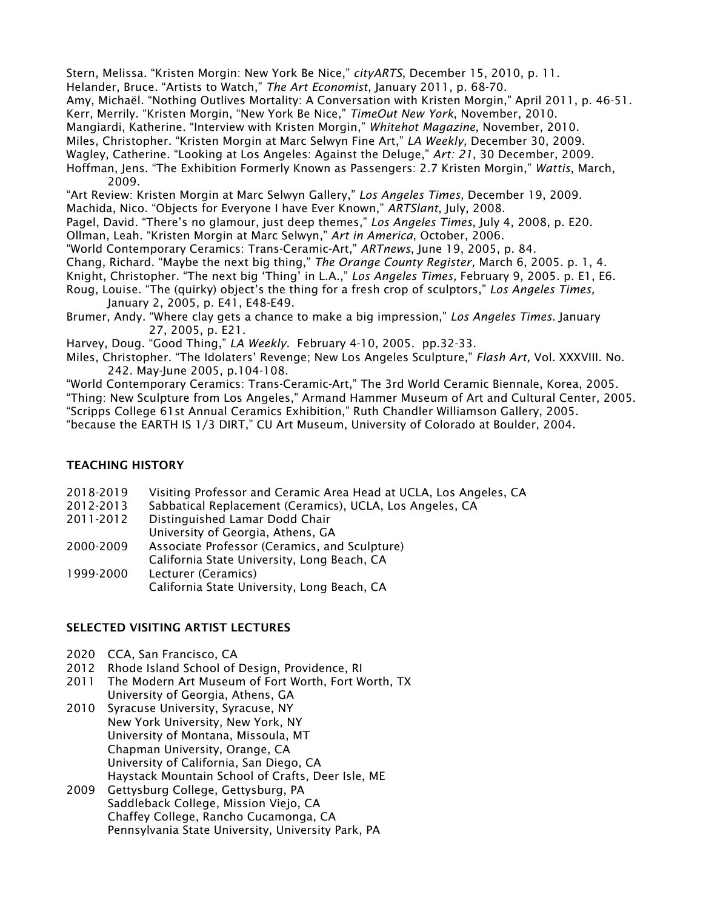Stern, Melissa. "Kristen Morgin: New York Be Nice," *cityARTS*, December 15, 2010, p. 11.
Helander, Bruce. "Artists to Watch," *The Art Economist*, January 2011, p. 68-70.
Amy, Michaël. "Nothing Outlives Mortality: A Conversation with Kristen Morgin," April 2011, p. 46-51.
Kerr, Merrily. "Kristen Morgin, "New York Be Nice," *TimeOut New York*, November, 2010.
Mangiardi, Katherine. "Interview with Kristen Morgin," *Whitehot Magazine*, November, 2010.
Miles, Christopher. "Kristen Morgin at Marc Selwyn Fine Art," *LA Weekly*, December 30, 2009.
Wagley, Catherine. "Looking at Los Angeles: Against the Deluge," *Art: 21*, 30 December, 2009.
Hoffman, Jens. "The Exhibition Formerly Known as Passengers: 2.7 Kristen Morgin," *Wattis*, March, 2009.
"Art Review: Kristen Morgin at Marc Selwyn Gallery," *Los Angeles Times*, December 19, 2009.
Machida, Nico. "Objects for Everyone I have Ever Known," *ARTSlant*, July, 2008.
Pagel, David. "There's no glamour, just deep themes," *Los Angeles Times*, July 4, 2008, p. E20.
Ollman, Leah. "Kristen Morgin at Marc Selwyn," *Art in America*, October, 2006.
"World Contemporary Ceramics: Trans-Ceramic-Art," *ARTnews*, June 19, 2005, p. 84.
Chang, Richard. "Maybe the next big thing," *The Orange County Register*, March 6, 2005. p. 1, 4.
Knight, Christopher. "The next big 'Thing' in L.A.," *Los Angeles Times*, February 9, 2005. p. E1, E6.
Roug, Louise. "The (quirky) object's the thing for a fresh crop of sculptors," *Los Angeles Times*, January 2, 2005, p. E41, E48-E49.
Brumer, Andy. "Where clay gets a chance to make a big impression," *Los Angeles Times*. January 27, 2005, p. E21.
Harvey, Doug. "Good Thing," *LA Weekly*. February 4-10, 2005. pp.32-33.
Miles, Christopher. "The Idolaters' Revenge; New Los Angeles Sculpture," *Flash Art*, Vol. XXXVIII. No. 242. May-June 2005, p.104-108.
"World Contemporary Ceramics: Trans-Ceramic-Art," The 3rd World Ceramic Biennale, Korea, 2005.
"Thing: New Sculpture from Los Angeles," Armand Hammer Museum of Art and Cultural Center, 2005.
"Scripps College 61st Annual Ceramics Exhibition," Ruth Chandler Williamson Gallery, 2005.
"because the EARTH IS 1/3 DIRT," CU Art Museum, University of Colorado at Boulder, 2004.

## TEACHING HISTORY

2018-2019 Visiting Professor and Ceramic Area Head at UCLA, Los Angeles, CA
2012-2013 Sabbatical Replacement (Ceramics), UCLA, Los Angeles, CA
2011-2012 Distinguished Lamar Dodd Chair
University of Georgia, Athens, GA
2000-2009 Associate Professor (Ceramics, and Sculpture)
California State University, Long Beach, CA
1999-2000 Lecturer (Ceramics)
California State University, Long Beach, CA

## SELECTED VISITING ARTIST LECTURES

2020 CCA, San Francisco, CA
2012 Rhode Island School of Design, Providence, RI
2011 The Modern Art Museum of Fort Worth, Fort Worth, TX
University of Georgia, Athens, GA
2010 Syracuse University, Syracuse, NY
New York University, New York, NY
University of Montana, Missoula, MT
Chapman University, Orange, CA
University of California, San Diego, CA
Haystack Mountain School of Crafts, Deer Isle, ME
2009 Gettysburg College, Gettysburg, PA
Saddleback College, Mission Viejo, CA
Chaffey College, Rancho Cucamonga, CA
Pennsylvania State University, University Park, PA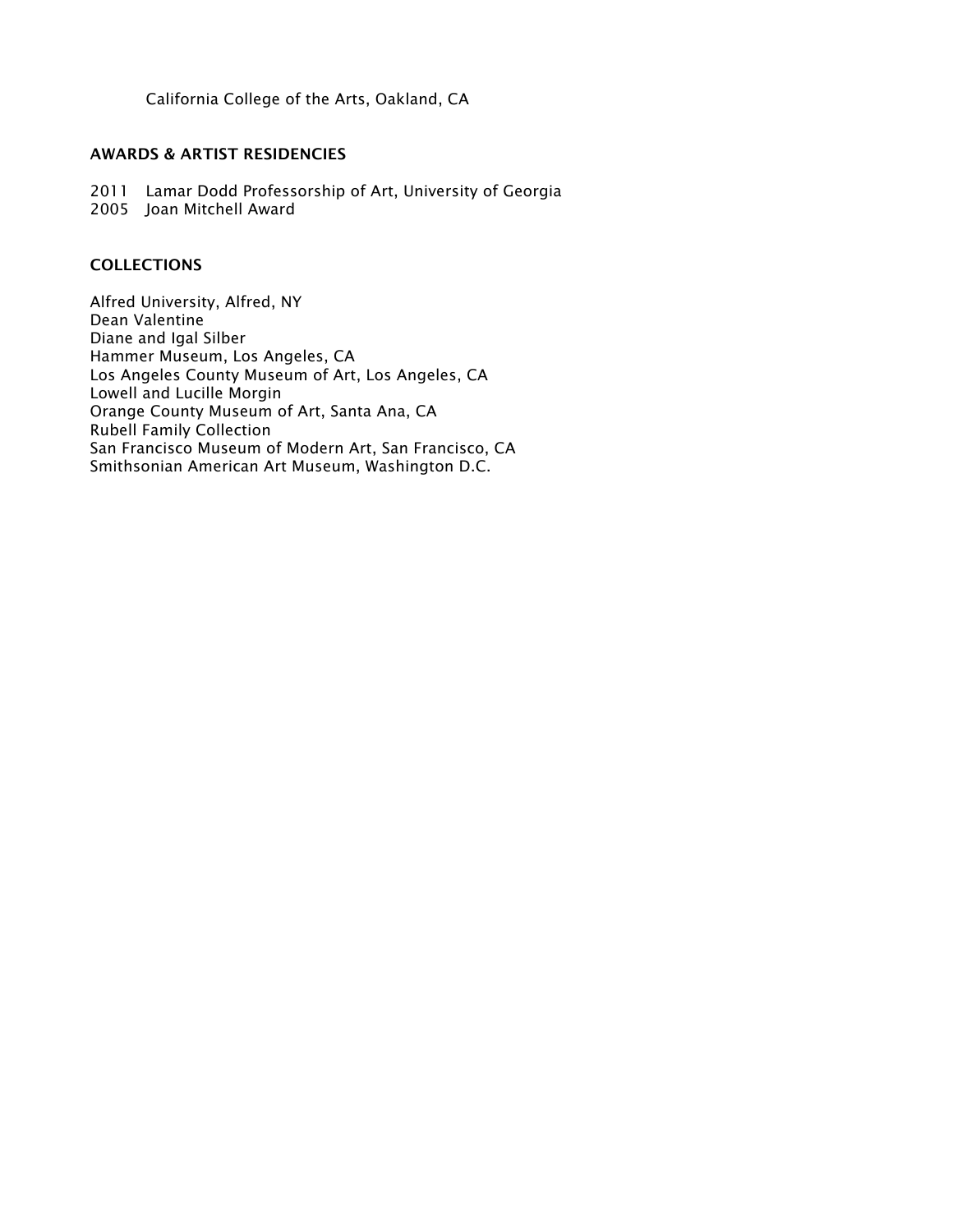California College of the Arts, Oakland, CA

**AWARDS & ARTIST RESIDENCIES**

2011 Lamar Dodd Professorship of Art, University of Georgia
2005 Joan Mitchell Award

**COLLECTIONS**

Alfred University, Alfred, NY
Dean Valentine
Diane and Igal Silber
Hammer Museum, Los Angeles, CA
Los Angeles County Museum of Art, Los Angeles, CA
Lowell and Lucille Morgin
Orange County Museum of Art, Santa Ana, CA
Rubell Family Collection
San Francisco Museum of Modern Art, San Francisco, CA
Smithsonian American Art Museum, Washington D.C.